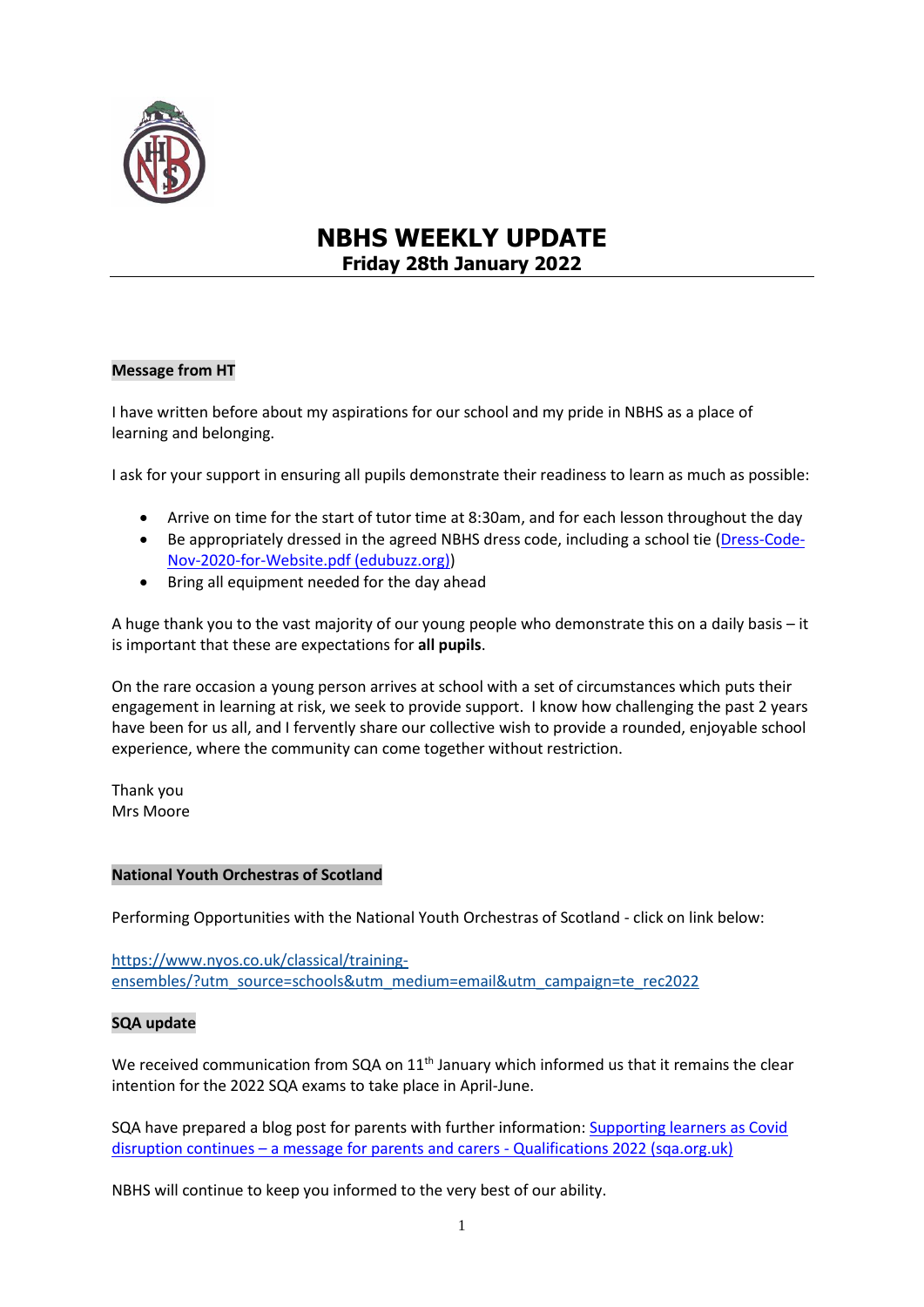# NBHS WEEKLY UPDATE

## Friday 28th January 2022

**Message from HT**

I have written before about my aspirations for our school and my pride in NBHS as a place of learning and belonging.

I ask for your support in ensuring all pupils demonstrate their readiness to learn as much as possible:

- Arrive on time for the start of tutor time at 8:30am, and for each lesson throughout the day
- Be appropriately dressed in the agreed NBHS dress code, including a school tie (Dress-Code-Nov-2020-for-Website.pdf (edubuzz.org))
- Bring all equipment needed for the day ahead

A huge thank you to the vast majority of our young people who demonstrate this on a daily basis – it is important that these are expectations for **all pupils**.

On the rare occasion a young person arrives at school with a set of circumstances which puts their engagement in learning at risk, we seek to provide support. I know how challenging the past 2 years have been for us all, and I fervently share our collective wish to provide a rounded, enjoyable school experience, where the community can come together without restriction.

Thank you
Mrs Moore

**National Youth Orchestras of Scotland**

Performing Opportunities with the National Youth Orchestras of Scotland - click on link below:

https://www.nyos.co.uk/classical/training-ensembles/?utm_source=schools&utm_medium=email&utm_campaign=te_rec2022

**SQA update**

We received communication from SQA on 11th January which informed us that it remains the clear intention for the 2022 SQA exams to take place in April-June.

SQA have prepared a blog post for parents with further information: Supporting learners as Covid disruption continues – a message for parents and carers - Qualifications 2022 (sqa.org.uk)

NBHS will continue to keep you informed to the very best of our ability.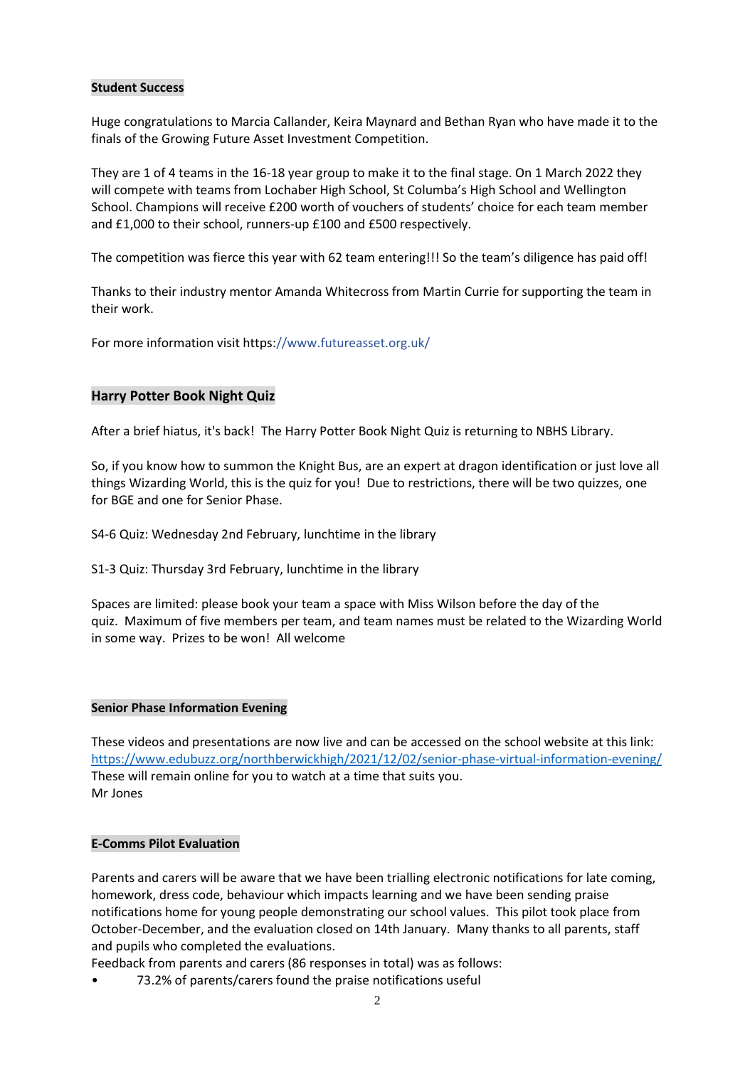**Student Success**

Huge congratulations to Marcia Callander, Keira Maynard and Bethan Ryan who have made it to the finals of the Growing Future Asset Investment Competition.

They are 1 of 4 teams in the 16-18 year group to make it to the final stage. On 1 March 2022 they will compete with teams from Lochaber High School, St Columba's High School and Wellington School. Champions will receive £200 worth of vouchers of students' choice for each team member and £1,000 to their school, runners-up £100 and £500 respectively.

The competition was fierce this year with 62 team entering!!! So the team's diligence has paid off!

Thanks to their industry mentor Amanda Whitecross from Martin Currie for supporting the team in their work.

For more information visit https://www.futureasset.org.uk/

## Harry Potter Book Night Quiz

After a brief hiatus, it's back! The Harry Potter Book Night Quiz is returning to NBHS Library.

So, if you know how to summon the Knight Bus, are an expert at dragon identification or just love all things Wizarding World, this is the quiz for you! Due to restrictions, there will be two quizzes, one for BGE and one for Senior Phase.

S4-6 Quiz: Wednesday 2nd February, lunchtime in the library

S1-3 Quiz: Thursday 3rd February, lunchtime in the library

Spaces are limited: please book your team a space with Miss Wilson before the day of the quiz. Maximum of five members per team, and team names must be related to the Wizarding World in some way. Prizes to be won! All welcome

**Senior Phase Information Evening**

These videos and presentations are now live and can be accessed on the school website at this link: https://www.edubuzz.org/northberwickhigh/2021/12/02/senior-phase-virtual-information-evening/
These will remain online for you to watch at a time that suits you.
Mr Jones

**E-Comms Pilot Evaluation**

Parents and carers will be aware that we have been trialling electronic notifications for late coming, homework, dress code, behaviour which impacts learning and we have been sending praise notifications home for young people demonstrating our school values. This pilot took place from October-December, and the evaluation closed on 14th January. Many thanks to all parents, staff and pupils who completed the evaluations.
Feedback from parents and carers (86 responses in total) was as follows:

- 73.2% of parents/carers found the praise notifications useful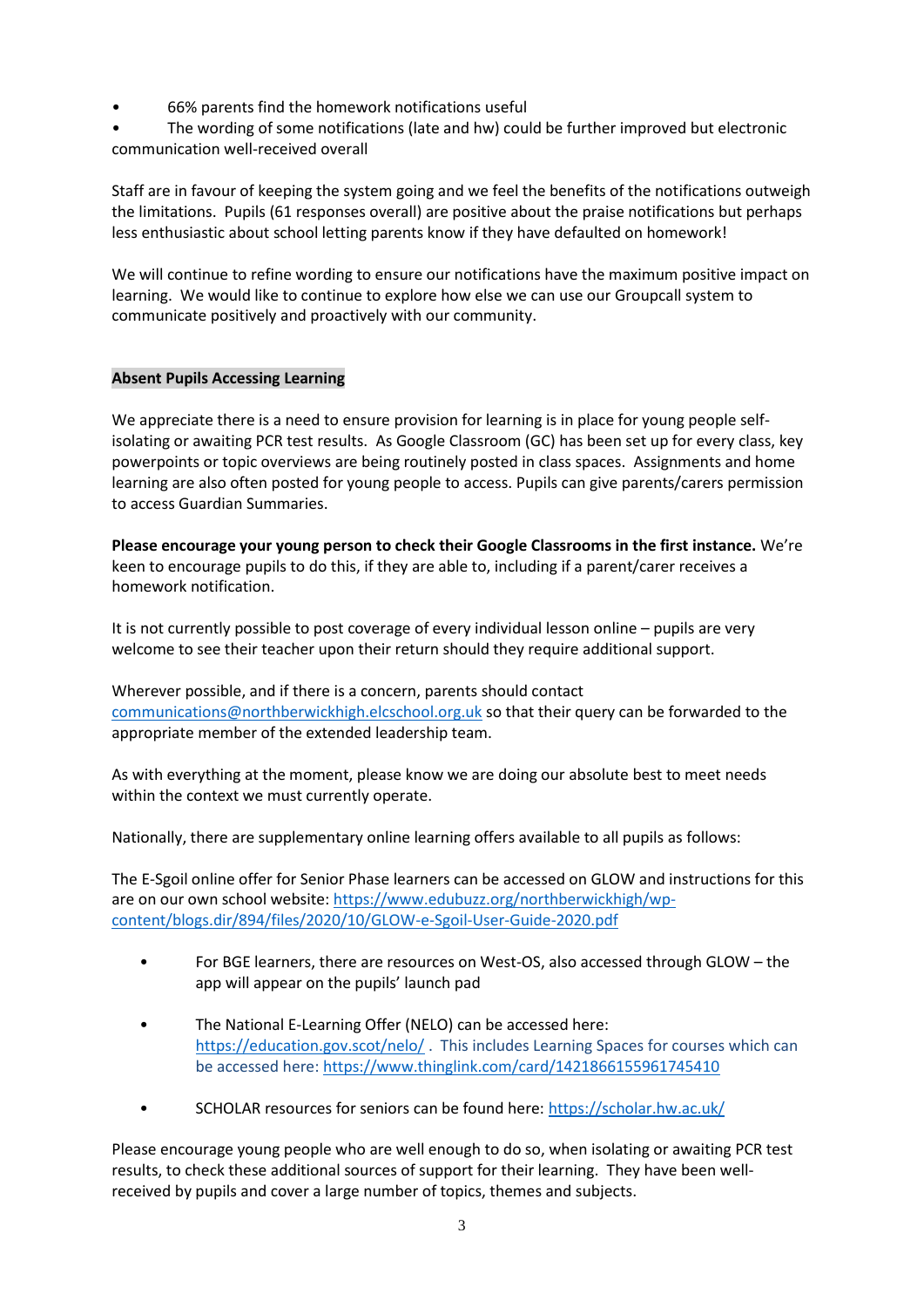- 66% parents find the homework notifications useful
- The wording of some notifications (late and hw) could be further improved but electronic communication well-received overall

Staff are in favour of keeping the system going and we feel the benefits of the notifications outweigh the limitations. Pupils (61 responses overall) are positive about the praise notifications but perhaps less enthusiastic about school letting parents know if they have defaulted on homework!

We will continue to refine wording to ensure our notifications have the maximum positive impact on learning. We would like to continue to explore how else we can use our Groupcall system to communicate positively and proactively with our community.

**Absent Pupils Accessing Learning**

We appreciate there is a need to ensure provision for learning is in place for young people self-isolating or awaiting PCR test results. As Google Classroom (GC) has been set up for every class, key powerpoints or topic overviews are being routinely posted in class spaces. Assignments and home learning are also often posted for young people to access. Pupils can give parents/carers permission to access Guardian Summaries.

**Please encourage your young person to check their Google Classrooms in the first instance.** We're keen to encourage pupils to do this, if they are able to, including if a parent/carer receives a homework notification.

It is not currently possible to post coverage of every individual lesson online – pupils are very welcome to see their teacher upon their return should they require additional support.

Wherever possible, and if there is a concern, parents should contact [communications@northberwickhigh.elcschool.org.uk](mailto:communications@northberwickhigh.elcschool.org.uk) so that their query can be forwarded to the appropriate member of the extended leadership team.

As with everything at the moment, please know we are doing our absolute best to meet needs within the context we must currently operate.

Nationally, there are supplementary online learning offers available to all pupils as follows:

The E-Sgoil online offer for Senior Phase learners can be accessed on GLOW and instructions for this are on our own school website: [https://www.edubuzz.org/northberwickhigh/wp-content/blogs.dir/894/files/2020/10/GLOW-e-Sgoil-User-Guide-2020.pdf](https://www.edubuzz.org/northberwickhigh/wp-content/blogs.dir/894/files/2020/10/GLOW-e-Sgoil-User-Guide-2020.pdf)

- For BGE learners, there are resources on West-OS, also accessed through GLOW – the app will appear on the pupils' launch pad
- The National E-Learning Offer (NELO) can be accessed here: [https://education.gov.scot/nelo/](https://education.gov.scot/nelo/) . This includes Learning Spaces for courses which can be accessed here: [https://www.thinglink.com/card/1421866155961745410](https://www.thinglink.com/card/1421866155961745410)
- SCHOLAR resources for seniors can be found here: [https://scholar.hw.ac.uk/](https://scholar.hw.ac.uk/)

Please encourage young people who are well enough to do so, when isolating or awaiting PCR test results, to check these additional sources of support for their learning. They have been well-received by pupils and cover a large number of topics, themes and subjects.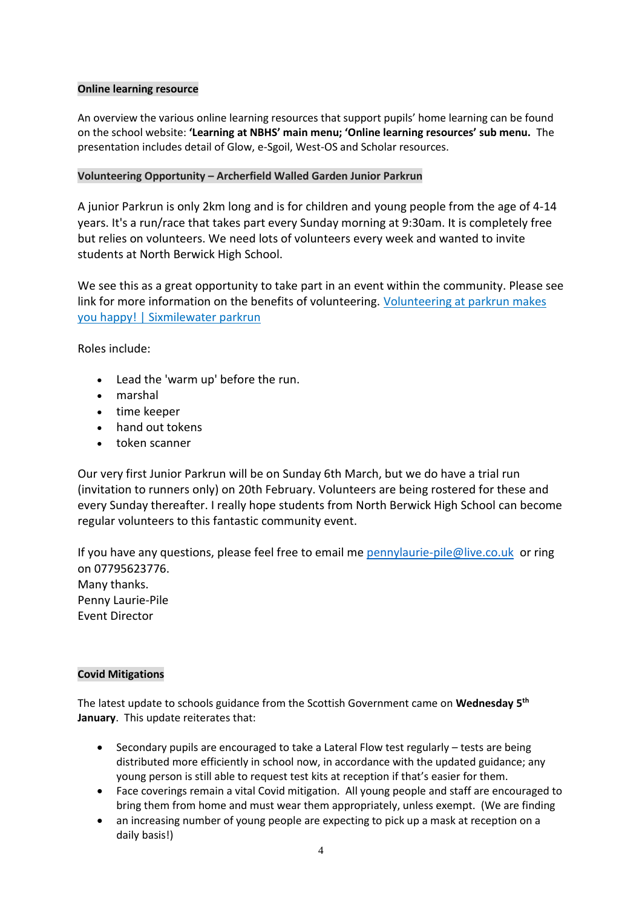**Online learning resource**

An overview the various online learning resources that support pupils' home learning can be found on the school website: **'Learning at NBHS' main menu; 'Online learning resources' sub menu.** The presentation includes detail of Glow, e-Sgoil, West-OS and Scholar resources.

**Volunteering Opportunity – Archerfield Walled Garden Junior Parkrun**

A junior Parkrun is only 2km long and is for children and young people from the age of 4-14 years. It's a run/race that takes part every Sunday morning at 9:30am. It is completely free but relies on volunteers. We need lots of volunteers every week and wanted to invite students at North Berwick High School.

We see this as a great opportunity to take part in an event within the community. Please see link for more information on the benefits of volunteering. [Volunteering at parkrun makes you happy! | Sixmilewater parkrun]

Roles include:

- Lead the 'warm up' before the run.
- marshal
- time keeper
- hand out tokens
- token scanner

Our very first Junior Parkrun will be on Sunday 6th March, but we do have a trial run (invitation to runners only) on 20th February. Volunteers are being rostered for these and every Sunday thereafter. I really hope students from North Berwick High School can become regular volunteers to this fantastic community event.

If you have any questions, please feel free to email me pennylaurie-pile@live.co.uk or ring on 07795623776.
Many thanks.
Penny Laurie-Pile
Event Director

**Covid Mitigations**

The latest update to schools guidance from the Scottish Government came on **Wednesday 5th January**. This update reiterates that:

- Secondary pupils are encouraged to take a Lateral Flow test regularly – tests are being distributed more efficiently in school now, in accordance with the updated guidance; any young person is still able to request test kits at reception if that's easier for them.
- Face coverings remain a vital Covid mitigation. All young people and staff are encouraged to bring them from home and must wear them appropriately, unless exempt. (We are finding
- an increasing number of young people are expecting to pick up a mask at reception on a daily basis!)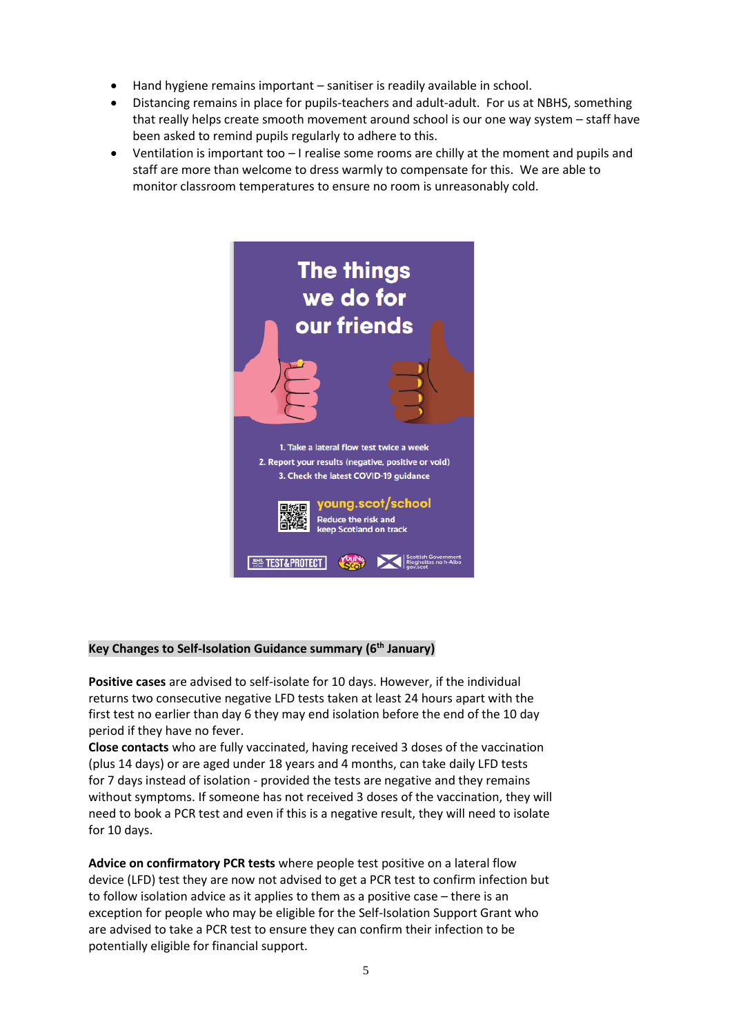- Hand hygiene remains important – sanitiser is readily available in school.
- Distancing remains in place for pupils-teachers and adult-adult. For us at NBHS, something that really helps create smooth movement around school is our one way system – staff have been asked to remind pupils regularly to adhere to this.
- Ventilation is important too – I realise some rooms are chilly at the moment and pupils and staff are more than welcome to dress warmly to compensate for this. We are able to monitor classroom temperatures to ensure no room is unreasonably cold.

The things we do for our friends

1. Take a lateral flow test twice a week
2. Report your results (negative, positive or void)
3. Check the latest COVID-19 guidance

young.scot/school
Reduce the risk and keep Scotland on track

**Key Changes to Self-Isolation Guidance summary (6th January)**

**Positive cases** are advised to self-isolate for 10 days. However, if the individual returns two consecutive negative LFD tests taken at least 24 hours apart with the first test no earlier than day 6 they may end isolation before the end of the 10 day period if they have no fever.

**Close contacts** who are fully vaccinated, having received 3 doses of the vaccination (plus 14 days) or are aged under 18 years and 4 months, can take daily LFD tests for 7 days instead of isolation - provided the tests are negative and they remains without symptoms. If someone has not received 3 doses of the vaccination, they will need to book a PCR test and even if this is a negative result, they will need to isolate for 10 days.

**Advice on confirmatory PCR tests** where people test positive on a lateral flow device (LFD) test they are now not advised to get a PCR test to confirm infection but to follow isolation advice as it applies to them as a positive case – there is an exception for people who may be eligible for the Self-Isolation Support Grant who are advised to take a PCR test to ensure they can confirm their infection to be potentially eligible for financial support.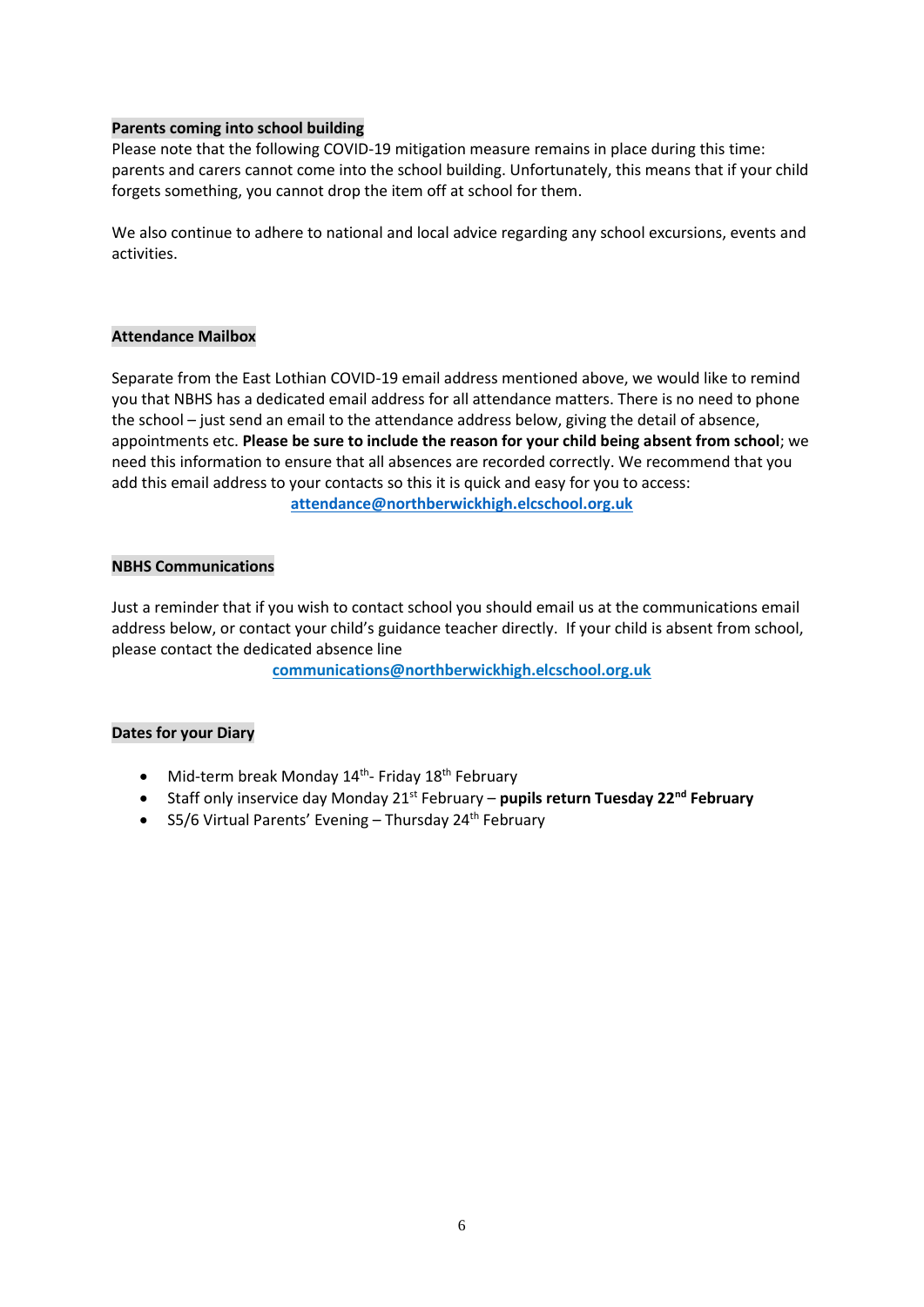**Parents coming into school building**

Please note that the following COVID-19 mitigation measure remains in place during this time: parents and carers cannot come into the school building. Unfortunately, this means that if your child forgets something, you cannot drop the item off at school for them.

We also continue to adhere to national and local advice regarding any school excursions, events and activities.

**Attendance Mailbox**

Separate from the East Lothian COVID-19 email address mentioned above, we would like to remind you that NBHS has a dedicated email address for all attendance matters. There is no need to phone the school – just send an email to the attendance address below, giving the detail of absence, appointments etc. **Please be sure to include the reason for your child being absent from school**; we need this information to ensure that all absences are recorded correctly. We recommend that you add this email address to your contacts so this it is quick and easy for you to access:

**attendance@northberwickhigh.elcschool.org.uk**

**NBHS Communications**

Just a reminder that if you wish to contact school you should email us at the communications email address below, or contact your child's guidance teacher directly. If your child is absent from school, please contact the dedicated absence line

**communications@northberwickhigh.elcschool.org.uk**

**Dates for your Diary**

- Mid-term break Monday 14th- Friday 18th February
- Staff only inservice day Monday 21st February – **pupils return Tuesday 22nd February**
- S5/6 Virtual Parents' Evening – Thursday 24th February